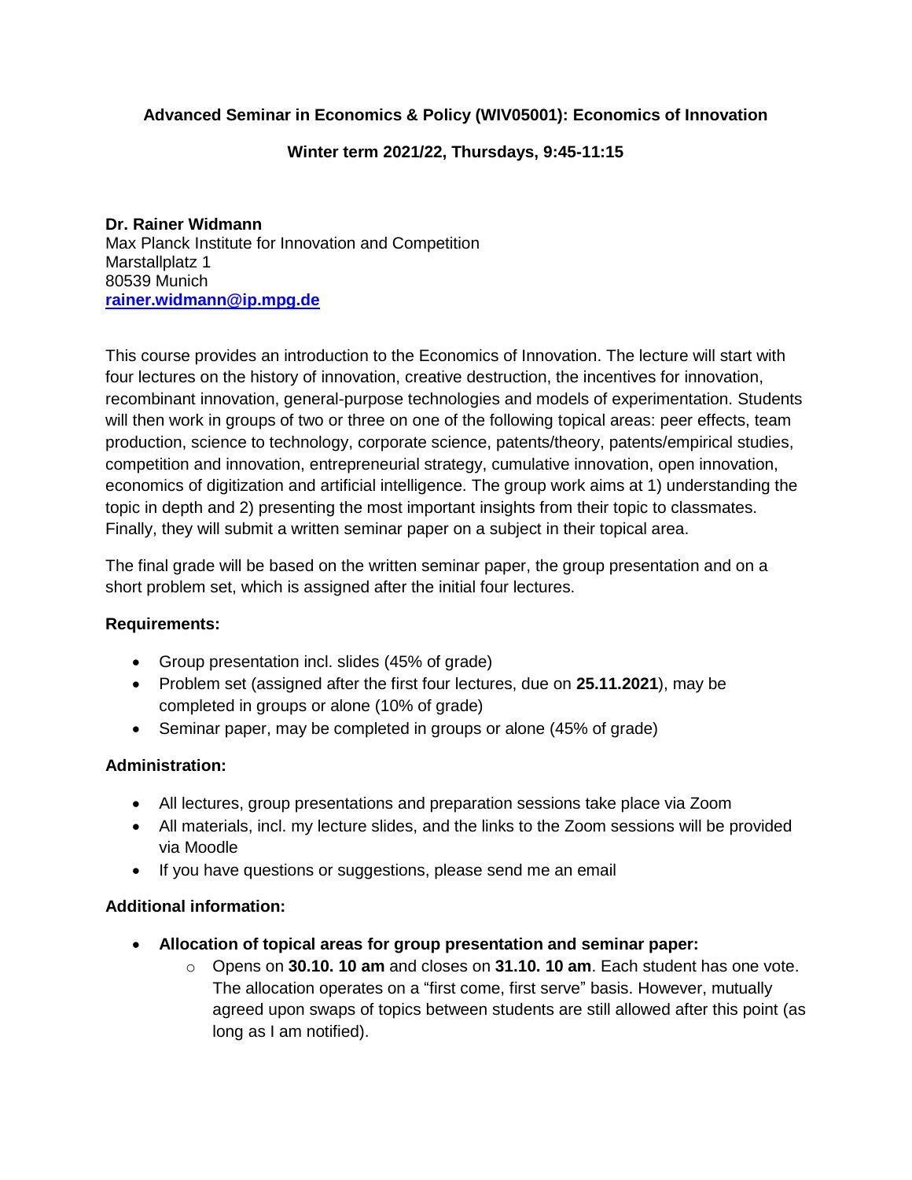**Advanced Seminar in Economics & Policy (WIV05001): Economics of Innovation**

**Winter term 2021/22, Thursdays, 9:45-11:15**

**Dr. Rainer Widmann**
Max Planck Institute for Innovation and Competition
Marstallplatz 1
80539 Munich
[rainer.widmann@ip.mpg.de](mailto:rainer.widmann@ip.mpg.de)

This course provides an introduction to the Economics of Innovation. The lecture will start with four lectures on the history of innovation, creative destruction, the incentives for innovation, recombinant innovation, general-purpose technologies and models of experimentation. Students will then work in groups of two or three on one of the following topical areas: peer effects, team production, science to technology, corporate science, patents/theory, patents/empirical studies, competition and innovation, entrepreneurial strategy, cumulative innovation, open innovation, economics of digitization and artificial intelligence. The group work aims at 1) understanding the topic in depth and 2) presenting the most important insights from their topic to classmates. Finally, they will submit a written seminar paper on a subject in their topical area.

The final grade will be based on the written seminar paper, the group presentation and on a short problem set, which is assigned after the initial four lectures.

**Requirements:**

- Group presentation incl. slides (45% of grade)
- Problem set (assigned after the first four lectures, due on **25.11.2021**), may be completed in groups or alone (10% of grade)
- Seminar paper, may be completed in groups or alone (45% of grade)

**Administration:**

- All lectures, group presentations and preparation sessions take place via Zoom
- All materials, incl. my lecture slides, and the links to the Zoom sessions will be provided via Moodle
- If you have questions or suggestions, please send me an email

**Additional information:**

- **Allocation of topical areas for group presentation and seminar paper:**
  - Opens on **30.10. 10 am** and closes on **31.10. 10 am**. Each student has one vote. The allocation operates on a "first come, first serve" basis. However, mutually agreed upon swaps of topics between students are still allowed after this point (as long as I am notified).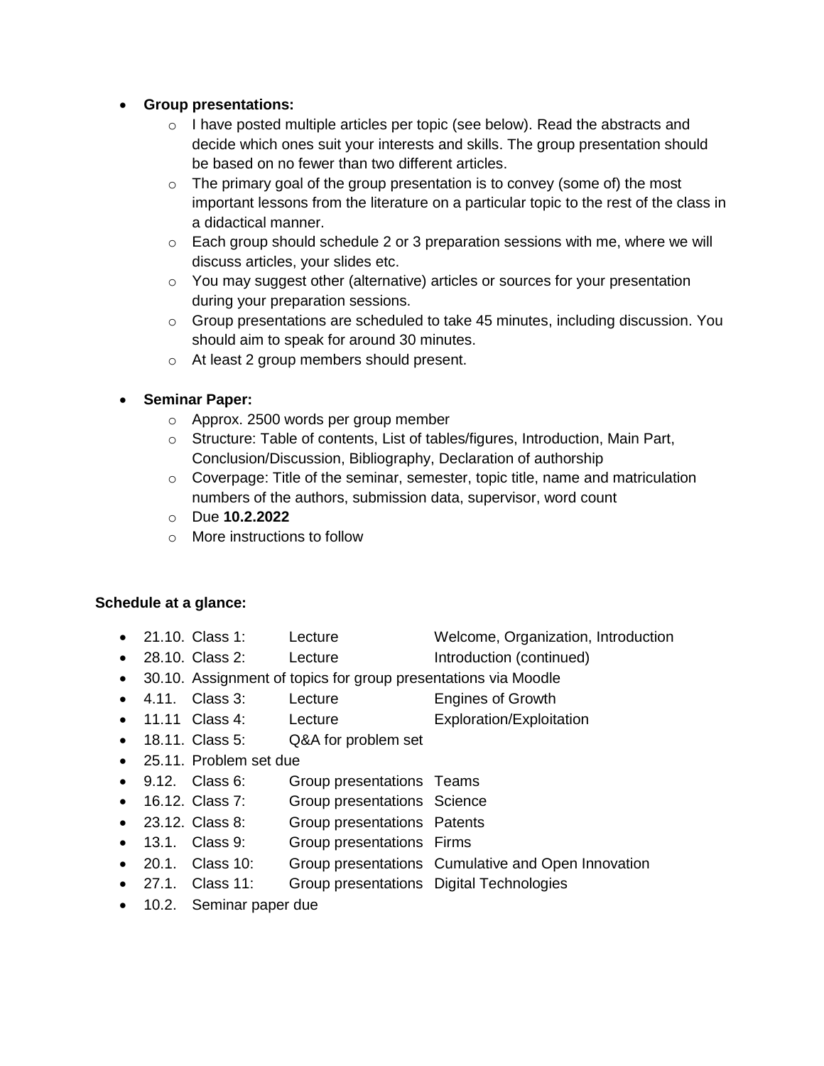- **Group presentations:**
  - I have posted multiple articles per topic (see below). Read the abstracts and decide which ones suit your interests and skills. The group presentation should be based on no fewer than two different articles.
  - The primary goal of the group presentation is to convey (some of) the most important lessons from the literature on a particular topic to the rest of the class in a didactical manner.
  - Each group should schedule 2 or 3 preparation sessions with me, where we will discuss articles, your slides etc.
  - You may suggest other (alternative) articles or sources for your presentation during your preparation sessions.
  - Group presentations are scheduled to take 45 minutes, including discussion. You should aim to speak for around 30 minutes.
  - At least 2 group members should present.

- **Seminar Paper:**
  - Approx. 2500 words per group member
  - Structure: Table of contents, List of tables/figures, Introduction, Main Part, Conclusion/Discussion, Bibliography, Declaration of authorship
  - Coverpage: Title of the seminar, semester, topic title, name and matriculation numbers of the authors, submission data, supervisor, word count
  - Due **10.2.2022**
  - More instructions to follow

**Schedule at a glance:**

- 21.10. Class 1: Lecture Welcome, Organization, Introduction
- 28.10. Class 2: Lecture Introduction (continued)
- 30.10. Assignment of topics for group presentations via Moodle
- 4.11. Class 3: Lecture Engines of Growth
- 11.11 Class 4: Lecture Exploration/Exploitation
- 18.11. Class 5: Q&A for problem set
- 25.11. Problem set due
- 9.12. Class 6: Group presentations Teams
- 16.12. Class 7: Group presentations Science
- 23.12. Class 8: Group presentations Patents
- 13.1. Class 9: Group presentations Firms
- 20.1. Class 10: Group presentations Cumulative and Open Innovation
- 27.1. Class 11: Group presentations Digital Technologies
- 10.2. Seminar paper due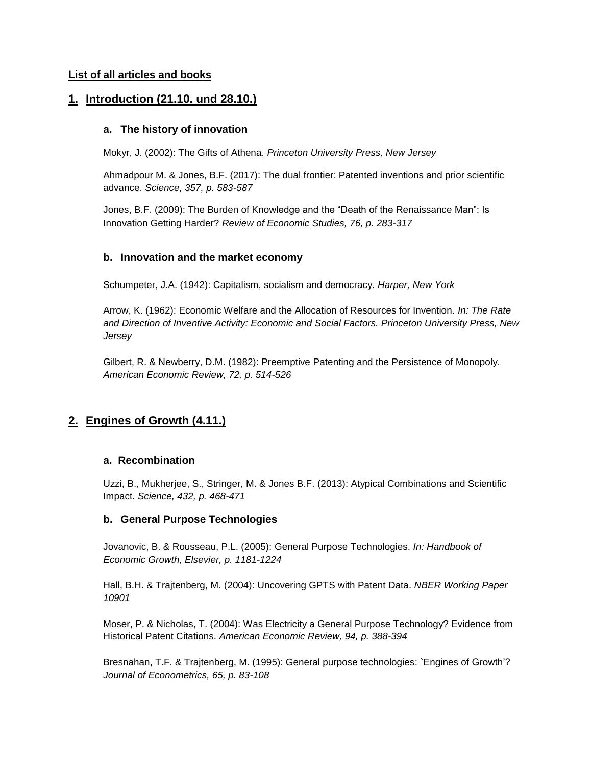**List of all articles and books**

## 1. Introduction (21.10. und 28.10.)

### a. The history of innovation

Mokyr, J. (2002): The Gifts of Athena. *Princeton University Press, New Jersey*

Ahmadpour M. & Jones, B.F. (2017): The dual frontier: Patented inventions and prior scientific advance. *Science, 357, p. 583-587*

Jones, B.F. (2009): The Burden of Knowledge and the "Death of the Renaissance Man": Is Innovation Getting Harder? *Review of Economic Studies, 76, p. 283-317*

### b. Innovation and the market economy

Schumpeter, J.A. (1942): Capitalism, socialism and democracy. *Harper, New York*

Arrow, K. (1962): Economic Welfare and the Allocation of Resources for Invention. *In: The Rate and Direction of Inventive Activity: Economic and Social Factors. Princeton University Press, New Jersey*

Gilbert, R. & Newberry, D.M. (1982): Preemptive Patenting and the Persistence of Monopoly. *American Economic Review, 72, p. 514-526*

## 2. Engines of Growth (4.11.)

### a. Recombination

Uzzi, B., Mukherjee, S., Stringer, M. & Jones B.F. (2013): Atypical Combinations and Scientific Impact. *Science, 432, p. 468-471*

### b. General Purpose Technologies

Jovanovic, B. & Rousseau, P.L. (2005): General Purpose Technologies. *In: Handbook of Economic Growth, Elsevier, p. 1181-1224*

Hall, B.H. & Trajtenberg, M. (2004): Uncovering GPTS with Patent Data. *NBER Working Paper 10901*

Moser, P. & Nicholas, T. (2004): Was Electricity a General Purpose Technology? Evidence from Historical Patent Citations. *American Economic Review, 94, p. 388-394*

Bresnahan, T.F. & Trajtenberg, M. (1995): General purpose technologies: `Engines of Growth'? *Journal of Econometrics, 65, p. 83-108*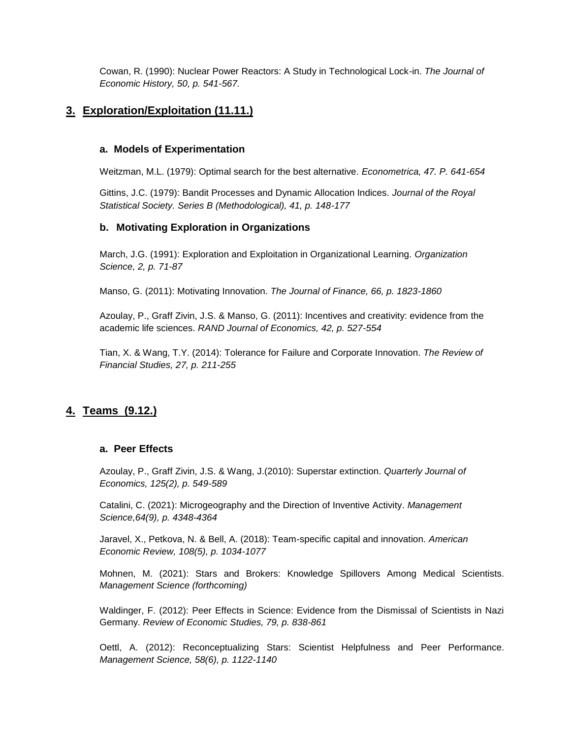Cowan, R. (1990): Nuclear Power Reactors: A Study in Technological Lock-in. *The Journal of Economic History, 50, p. 541-567.*

## 3. Exploration/Exploitation (11.11.)

### a. Models of Experimentation

Weitzman, M.L. (1979): Optimal search for the best alternative. *Econometrica, 47. P. 641-654*

Gittins, J.C. (1979): Bandit Processes and Dynamic Allocation Indices. *Journal of the Royal Statistical Society. Series B (Methodological), 41, p. 148-177*

### b. Motivating Exploration in Organizations

March, J.G. (1991): Exploration and Exploitation in Organizational Learning. *Organization Science, 2, p. 71-87*

Manso, G. (2011): Motivating Innovation. *The Journal of Finance, 66, p. 1823-1860*

Azoulay, P., Graff Zivin, J.S. & Manso, G. (2011): Incentives and creativity: evidence from the academic life sciences. *RAND Journal of Economics, 42, p. 527-554*

Tian, X. & Wang, T.Y. (2014): Tolerance for Failure and Corporate Innovation. *The Review of Financial Studies, 27, p. 211-255*

## 4. Teams (9.12.)

### a. Peer Effects

Azoulay, P., Graff Zivin, J.S. & Wang, J.(2010): Superstar extinction. *Quarterly Journal of Economics, 125(2), p. 549-589*

Catalini, C. (2021): Microgeography and the Direction of Inventive Activity. *Management Science,64(9), p. 4348-4364*

Jaravel, X., Petkova, N. & Bell, A. (2018): Team-specific capital and innovation. *American Economic Review, 108(5), p. 1034-1077*

Mohnen, M. (2021): Stars and Brokers: Knowledge Spillovers Among Medical Scientists. *Management Science (forthcoming)*

Waldinger, F. (2012): Peer Effects in Science: Evidence from the Dismissal of Scientists in Nazi Germany. *Review of Economic Studies, 79, p. 838-861*

Oettl, A. (2012): Reconceptualizing Stars: Scientist Helpfulness and Peer Performance. *Management Science, 58(6), p. 1122-1140*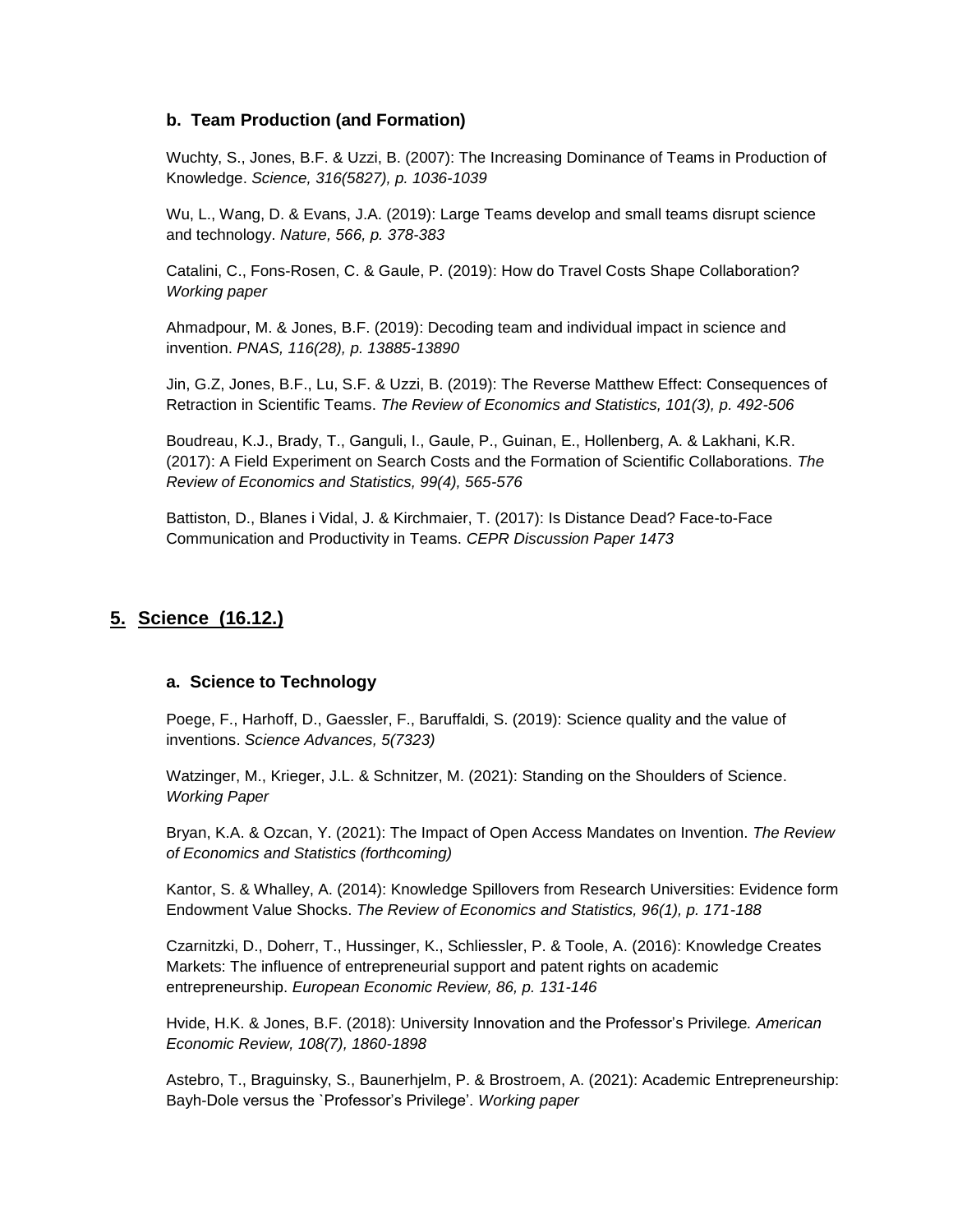### b. Team Production (and Formation)

Wuchty, S., Jones, B.F. & Uzzi, B. (2007): The Increasing Dominance of Teams in Production of Knowledge. *Science, 316(5827), p. 1036-1039*

Wu, L., Wang, D. & Evans, J.A. (2019): Large Teams develop and small teams disrupt science and technology. *Nature, 566, p. 378-383*

Catalini, C., Fons-Rosen, C. & Gaule, P. (2019): How do Travel Costs Shape Collaboration? *Working paper*

Ahmadpour, M. & Jones, B.F. (2019): Decoding team and individual impact in science and invention. *PNAS, 116(28), p. 13885-13890*

Jin, G.Z, Jones, B.F., Lu, S.F. & Uzzi, B. (2019): The Reverse Matthew Effect: Consequences of Retraction in Scientific Teams. *The Review of Economics and Statistics, 101(3), p. 492-506*

Boudreau, K.J., Brady, T., Ganguli, I., Gaule, P., Guinan, E., Hollenberg, A. & Lakhani, K.R. (2017): A Field Experiment on Search Costs and the Formation of Scientific Collaborations. *The Review of Economics and Statistics, 99(4), 565-576*

Battiston, D., Blanes i Vidal, J. & Kirchmaier, T. (2017): Is Distance Dead? Face-to-Face Communication and Productivity in Teams. *CEPR Discussion Paper 1473*

## 5. Science (16.12.)

### a. Science to Technology

Poege, F., Harhoff, D., Gaessler, F., Baruffaldi, S. (2019): Science quality and the value of inventions. *Science Advances, 5(7323)*

Watzinger, M., Krieger, J.L. & Schnitzer, M. (2021): Standing on the Shoulders of Science. *Working Paper*

Bryan, K.A. & Ozcan, Y. (2021): The Impact of Open Access Mandates on Invention. *The Review of Economics and Statistics (forthcoming)*

Kantor, S. & Whalley, A. (2014): Knowledge Spillovers from Research Universities: Evidence form Endowment Value Shocks. *The Review of Economics and Statistics, 96(1), p. 171-188*

Czarnitzki, D., Doherr, T., Hussinger, K., Schliessler, P. & Toole, A. (2016): Knowledge Creates Markets: The influence of entrepreneurial support and patent rights on academic entrepreneurship. *European Economic Review, 86, p. 131-146*

Hvide, H.K. & Jones, B.F. (2018): University Innovation and the Professor's Privilege*. American Economic Review, 108(7), 1860-1898*

Astebro, T., Braguinsky, S., Baunerhjelm, P. & Brostroem, A. (2021): Academic Entrepreneurship: Bayh-Dole versus the `Professor's Privilege'. *Working paper*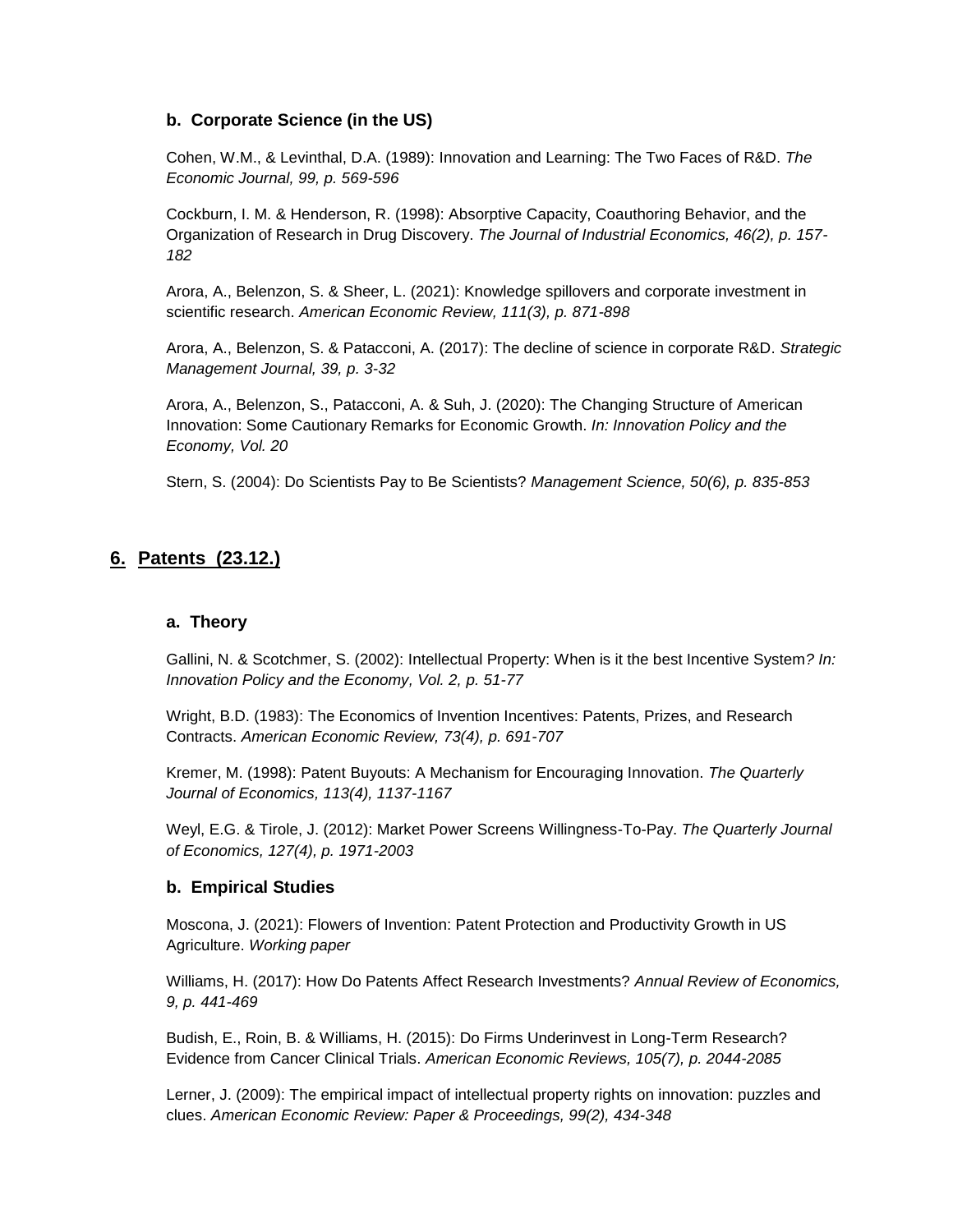### b. Corporate Science (in the US)

Cohen, W.M., & Levinthal, D.A. (1989): Innovation and Learning: The Two Faces of R&D. *The Economic Journal, 99, p. 569-596*

Cockburn, I. M. & Henderson, R. (1998): Absorptive Capacity, Coauthoring Behavior, and the Organization of Research in Drug Discovery. *The Journal of Industrial Economics, 46(2), p. 157-182*

Arora, A., Belenzon, S. & Sheer, L. (2021): Knowledge spillovers and corporate investment in scientific research. *American Economic Review, 111(3), p. 871-898*

Arora, A., Belenzon, S. & Patacconi, A. (2017): The decline of science in corporate R&D. *Strategic Management Journal, 39, p. 3-32*

Arora, A., Belenzon, S., Patacconi, A. & Suh, J. (2020): The Changing Structure of American Innovation: Some Cautionary Remarks for Economic Growth. *In: Innovation Policy and the Economy, Vol. 20*

Stern, S. (2004): Do Scientists Pay to Be Scientists? *Management Science, 50(6), p. 835-853*

## 6. Patents (23.12.)

### a. Theory

Gallini, N. & Scotchmer, S. (2002): Intellectual Property: When is it the best Incentive System*? In: Innovation Policy and the Economy, Vol. 2, p. 51-77*

Wright, B.D. (1983): The Economics of Invention Incentives: Patents, Prizes, and Research Contracts. *American Economic Review, 73(4), p. 691-707*

Kremer, M. (1998): Patent Buyouts: A Mechanism for Encouraging Innovation. *The Quarterly Journal of Economics, 113(4), 1137-1167*

Weyl, E.G. & Tirole, J. (2012): Market Power Screens Willingness-To-Pay. *The Quarterly Journal of Economics, 127(4), p. 1971-2003*

### b. Empirical Studies

Moscona, J. (2021): Flowers of Invention: Patent Protection and Productivity Growth in US Agriculture. *Working paper*

Williams, H. (2017): How Do Patents Affect Research Investments? *Annual Review of Economics, 9, p. 441-469*

Budish, E., Roin, B. & Williams, H. (2015): Do Firms Underinvest in Long-Term Research? Evidence from Cancer Clinical Trials. *American Economic Reviews, 105(7), p. 2044-2085*

Lerner, J. (2009): The empirical impact of intellectual property rights on innovation: puzzles and clues. *American Economic Review: Paper & Proceedings, 99(2), 434-348*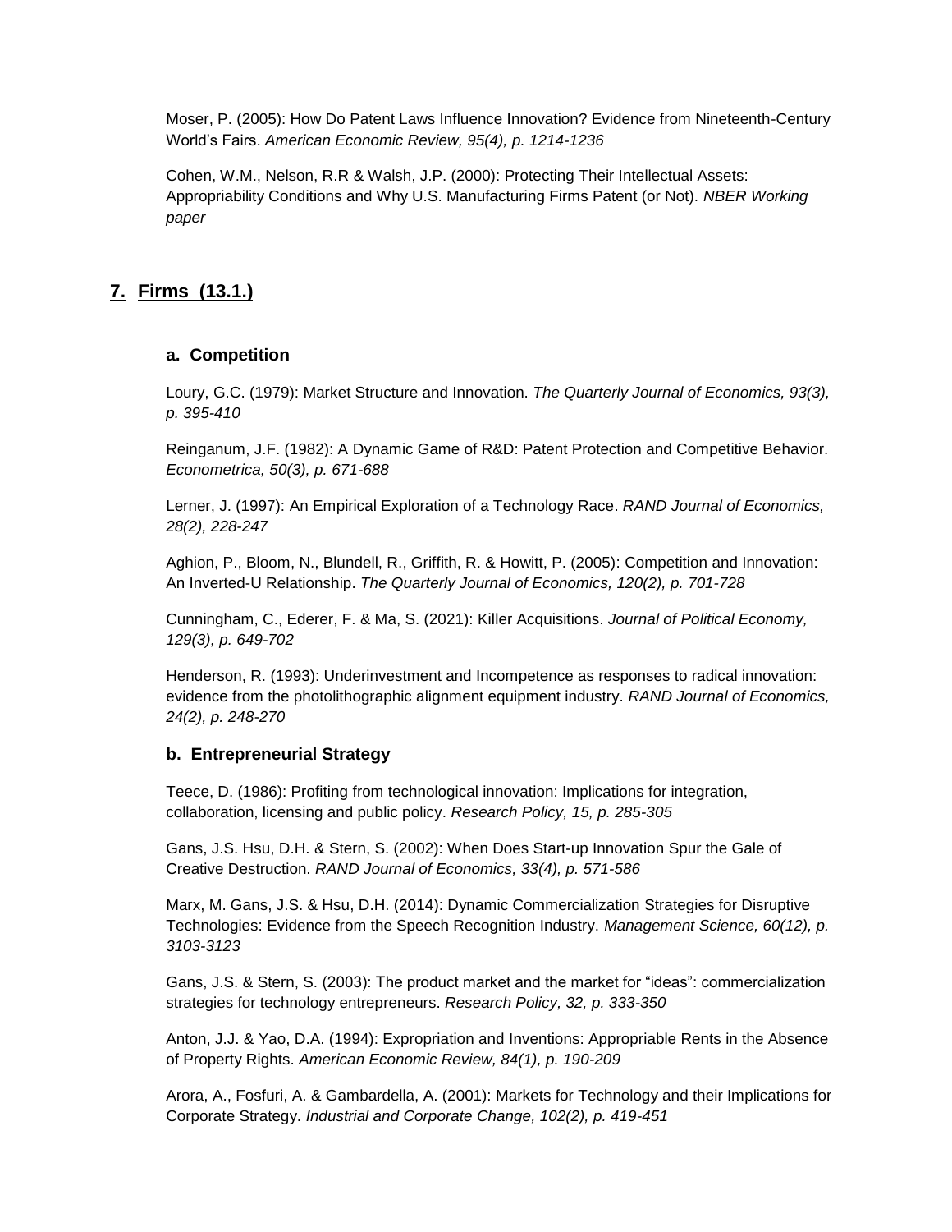Moser, P. (2005): How Do Patent Laws Influence Innovation? Evidence from Nineteenth-Century World's Fairs. *American Economic Review, 95(4), p. 1214-1236*

Cohen, W.M., Nelson, R.R & Walsh, J.P. (2000): Protecting Their Intellectual Assets: Appropriability Conditions and Why U.S. Manufacturing Firms Patent (or Not). *NBER Working paper*

## 7. Firms (13.1.)

### a. Competition

Loury, G.C. (1979): Market Structure and Innovation. *The Quarterly Journal of Economics, 93(3), p. 395-410*

Reinganum, J.F. (1982): A Dynamic Game of R&D: Patent Protection and Competitive Behavior. *Econometrica, 50(3), p. 671-688*

Lerner, J. (1997): An Empirical Exploration of a Technology Race. *RAND Journal of Economics, 28(2), 228-247*

Aghion, P., Bloom, N., Blundell, R., Griffith, R. & Howitt, P. (2005): Competition and Innovation: An Inverted-U Relationship. *The Quarterly Journal of Economics, 120(2), p. 701-728*

Cunningham, C., Ederer, F. & Ma, S. (2021): Killer Acquisitions. *Journal of Political Economy, 129(3), p. 649-702*

Henderson, R. (1993): Underinvestment and Incompetence as responses to radical innovation: evidence from the photolithographic alignment equipment industry. *RAND Journal of Economics, 24(2), p. 248-270*

### b. Entrepreneurial Strategy

Teece, D. (1986): Profiting from technological innovation: Implications for integration, collaboration, licensing and public policy. *Research Policy, 15, p. 285-305*

Gans, J.S. Hsu, D.H. & Stern, S. (2002): When Does Start-up Innovation Spur the Gale of Creative Destruction. *RAND Journal of Economics, 33(4), p. 571-586*

Marx, M. Gans, J.S. & Hsu, D.H. (2014): Dynamic Commercialization Strategies for Disruptive Technologies: Evidence from the Speech Recognition Industry. *Management Science, 60(12), p. 3103-3123*

Gans, J.S. & Stern, S. (2003): The product market and the market for "ideas": commercialization strategies for technology entrepreneurs. *Research Policy, 32, p. 333-350*

Anton, J.J. & Yao, D.A. (1994): Expropriation and Inventions: Appropriable Rents in the Absence of Property Rights. *American Economic Review, 84(1), p. 190-209*

Arora, A., Fosfuri, A. & Gambardella, A. (2001): Markets for Technology and their Implications for Corporate Strategy. *Industrial and Corporate Change, 102(2), p. 419-451*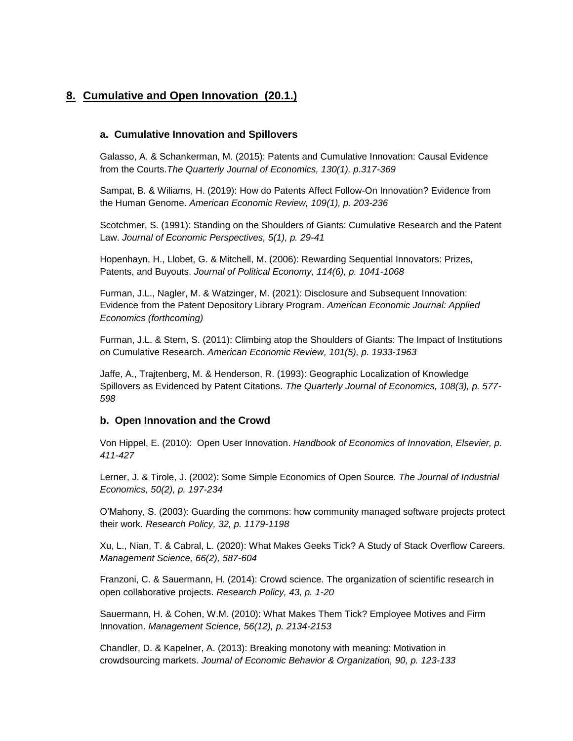## 8. Cumulative and Open Innovation (20.1.)

### a. Cumulative Innovation and Spillovers

Galasso, A. & Schankerman, M. (2015): Patents and Cumulative Innovation: Causal Evidence from the Courts.*The Quarterly Journal of Economics, 130(1), p.317-369*

Sampat, B. & Wiliams, H. (2019): How do Patents Affect Follow-On Innovation? Evidence from the Human Genome. *American Economic Review, 109(1), p. 203-236*

Scotchmer, S. (1991): Standing on the Shoulders of Giants: Cumulative Research and the Patent Law. *Journal of Economic Perspectives, 5(1), p. 29-41*

Hopenhayn, H., Llobet, G. & Mitchell, M. (2006): Rewarding Sequential Innovators: Prizes, Patents, and Buyouts. *Journal of Political Economy, 114(6), p. 1041-1068*

Furman, J.L., Nagler, M. & Watzinger, M. (2021): Disclosure and Subsequent Innovation: Evidence from the Patent Depository Library Program. *American Economic Journal: Applied Economics (forthcoming)*

Furman, J.L. & Stern, S. (2011): Climbing atop the Shoulders of Giants: The Impact of Institutions on Cumulative Research. *American Economic Review, 101(5), p. 1933-1963*

Jaffe, A., Trajtenberg, M. & Henderson, R. (1993): Geographic Localization of Knowledge Spillovers as Evidenced by Patent Citations. *The Quarterly Journal of Economics, 108(3), p. 577-598*

### b. Open Innovation and the Crowd

Von Hippel, E. (2010): Open User Innovation. *Handbook of Economics of Innovation, Elsevier, p. 411-427*

Lerner, J. & Tirole, J. (2002): Some Simple Economics of Open Source. *The Journal of Industrial Economics, 50(2), p. 197-234*

O'Mahony, S. (2003): Guarding the commons: how community managed software projects protect their work. *Research Policy, 32, p. 1179-1198*

Xu, L., Nian, T. & Cabral, L. (2020): What Makes Geeks Tick? A Study of Stack Overflow Careers. *Management Science, 66(2), 587-604*

Franzoni, C. & Sauermann, H. (2014): Crowd science. The organization of scientific research in open collaborative projects. *Research Policy, 43, p. 1-20*

Sauermann, H. & Cohen, W.M. (2010): What Makes Them Tick? Employee Motives and Firm Innovation. *Management Science, 56(12), p. 2134-2153*

Chandler, D. & Kapelner, A. (2013): Breaking monotony with meaning: Motivation in crowdsourcing markets. *Journal of Economic Behavior & Organization, 90, p. 123-133*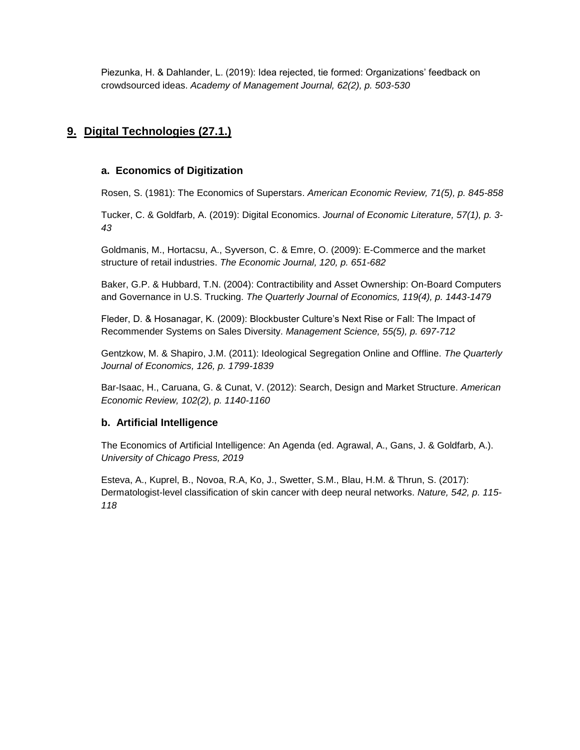Piezunka, H. & Dahlander, L. (2019): Idea rejected, tie formed: Organizations' feedback on crowdsourced ideas. *Academy of Management Journal, 62(2), p. 503-530*

## 9. Digital Technologies (27.1.)

### a. Economics of Digitization

Rosen, S. (1981): The Economics of Superstars. *American Economic Review, 71(5), p. 845-858*

Tucker, C. & Goldfarb, A. (2019): Digital Economics. *Journal of Economic Literature, 57(1), p. 3-43*

Goldmanis, M., Hortacsu, A., Syverson, C. & Emre, O. (2009): E-Commerce and the market structure of retail industries. *The Economic Journal, 120, p. 651-682*

Baker, G.P. & Hubbard, T.N. (2004): Contractibility and Asset Ownership: On-Board Computers and Governance in U.S. Trucking. *The Quarterly Journal of Economics, 119(4), p. 1443-1479*

Fleder, D. & Hosanagar, K. (2009): Blockbuster Culture's Next Rise or Fall: The Impact of Recommender Systems on Sales Diversity. *Management Science, 55(5), p. 697-712*

Gentzkow, M. & Shapiro, J.M. (2011): Ideological Segregation Online and Offline. *The Quarterly Journal of Economics, 126, p. 1799-1839*

Bar-Isaac, H., Caruana, G. & Cunat, V. (2012): Search, Design and Market Structure. *American Economic Review, 102(2), p. 1140-1160*

### b. Artificial Intelligence

The Economics of Artificial Intelligence: An Agenda (ed. Agrawal, A., Gans, J. & Goldfarb, A.). *University of Chicago Press, 2019*

Esteva, A., Kuprel, B., Novoa, R.A, Ko, J., Swetter, S.M., Blau, H.M. & Thrun, S. (2017): Dermatologist-level classification of skin cancer with deep neural networks. *Nature, 542, p. 115-118*